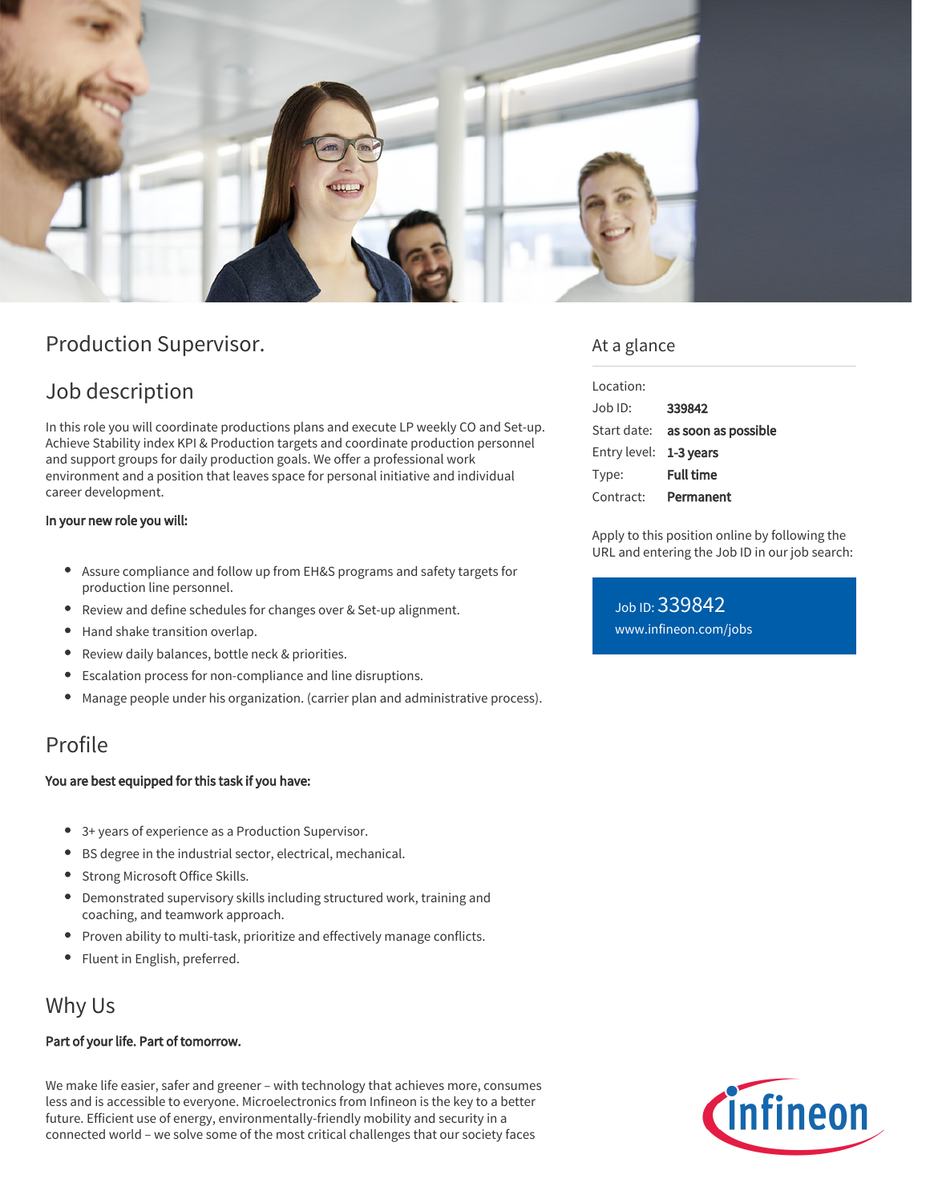# Production Supervisor.

## Job description

In this role you will coordinate productions plans and execute LP weekly CO and Set-up. Achieve Stability index KPI & Production targets and coordinate production personnel and support groups for daily production goals. We offer a professional work environment and a position that leaves space for personal initiative and individual career development.

**In your new role you will:**

- Assure compliance and follow up from EH&S programs and safety targets for production line personnel.
- Review and define schedules for changes over & Set-up alignment.
- Hand shake transition overlap.
- Review daily balances, bottle neck & priorities.
- Escalation process for non-compliance and line disruptions.
- Manage people under his organization. (carrier plan and administrative process).

## Profile

**You are best equipped for this task if you have:**

- 3+ years of experience as a Production Supervisor.
- BS degree in the industrial sector, electrical, mechanical.
- Strong Microsoft Office Skills.
- Demonstrated supervisory skills including structured work, training and coaching, and teamwork approach.
- Proven ability to multi-task, prioritize and effectively manage conflicts.
- Fluent in English, preferred.

## Why Us

**Part of your life. Part of tomorrow.**

We make life easier, safer and greener – with technology that achieves more, consumes less and is accessible to everyone. Microelectronics from Infineon is the key to a better future. Efficient use of energy, environmentally-friendly mobility and security in a connected world – we solve some of the most critical challenges that our society faces

## At a glance

| | |
|---|---|
| Location: | |
| Job ID: | **339842** |
| Start date: | **as soon as possible** |
| Entry level: | **1-3 years** |
| Type: | **Full time** |
| Contract: | **Permanent** |

Apply to this position online by following the URL and entering the Job ID in our job search:

Job ID: 339842
www.infineon.com/jobs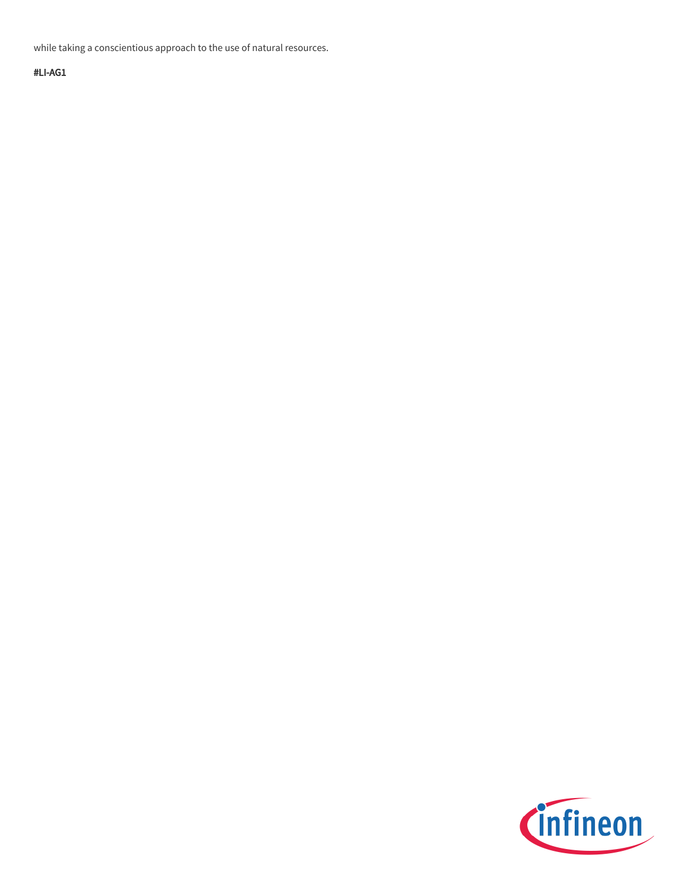while taking a conscientious approach to the use of natural resources.

**#LI-AG1**